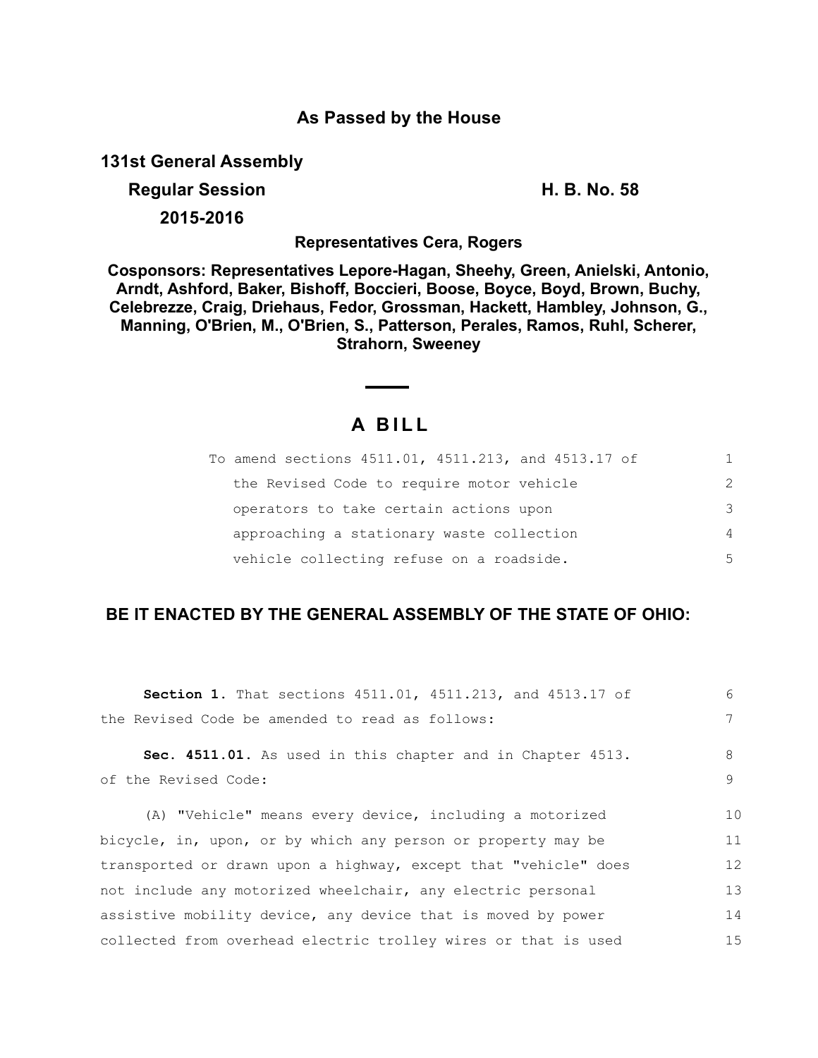# As Passed by the House

**131st General Assembly**

**Regular Session** **H. B. No. 58**

**2015-2016**

**Representatives Cera, Rogers**

**Cosponsors: Representatives Lepore-Hagan, Sheehy, Green, Anielski, Antonio, Arndt, Ashford, Baker, Bishoff, Boccieri, Boose, Boyce, Boyd, Brown, Buchy, Celebrezze, Craig, Driehaus, Fedor, Grossman, Hackett, Hambley, Johnson, G., Manning, O'Brien, M., O'Brien, S., Patterson, Perales, Ramos, Ruhl, Scherer, Strahorn, Sweeney**

## A BILL

To amend sections 4511.01, 4511.213, and 4513.17 of the Revised Code to require motor vehicle operators to take certain actions upon approaching a stationary waste collection vehicle collecting refuse on a roadside.

**BE IT ENACTED BY THE GENERAL ASSEMBLY OF THE STATE OF OHIO:**

**Section 1.** That sections 4511.01, 4511.213, and 4513.17 of the Revised Code be amended to read as follows:

**Sec. 4511.01.** As used in this chapter and in Chapter 4513. of the Revised Code:

(A) "Vehicle" means every device, including a motorized bicycle, in, upon, or by which any person or property may be transported or drawn upon a highway, except that "vehicle" does not include any motorized wheelchair, any electric personal assistive mobility device, any device that is moved by power collected from overhead electric trolley wires or that is used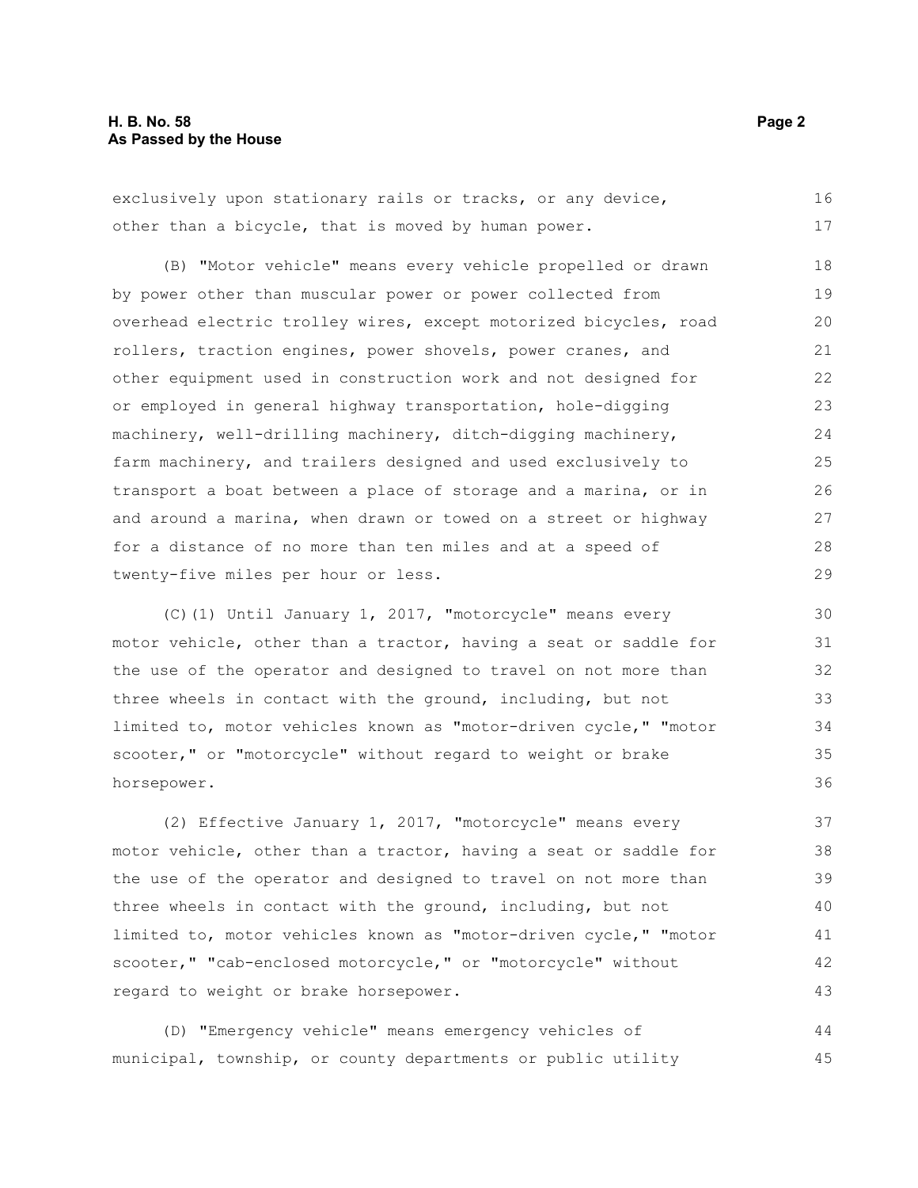exclusively upon stationary rails or tracks, or any device, other than a bicycle, that is moved by human power.

(B) "Motor vehicle" means every vehicle propelled or drawn by power other than muscular power or power collected from overhead electric trolley wires, except motorized bicycles, road rollers, traction engines, power shovels, power cranes, and other equipment used in construction work and not designed for or employed in general highway transportation, hole-digging machinery, well-drilling machinery, ditch-digging machinery, farm machinery, and trailers designed and used exclusively to transport a boat between a place of storage and a marina, or in and around a marina, when drawn or towed on a street or highway for a distance of no more than ten miles and at a speed of twenty-five miles per hour or less.

(C)(1) Until January 1, 2017, "motorcycle" means every motor vehicle, other than a tractor, having a seat or saddle for the use of the operator and designed to travel on not more than three wheels in contact with the ground, including, but not limited to, motor vehicles known as "motor-driven cycle," "motor scooter," or "motorcycle" without regard to weight or brake horsepower.

(2) Effective January 1, 2017, "motorcycle" means every motor vehicle, other than a tractor, having a seat or saddle for the use of the operator and designed to travel on not more than three wheels in contact with the ground, including, but not limited to, motor vehicles known as "motor-driven cycle," "motor scooter," "cab-enclosed motorcycle," or "motorcycle" without regard to weight or brake horsepower.

(D) "Emergency vehicle" means emergency vehicles of municipal, township, or county departments or public utility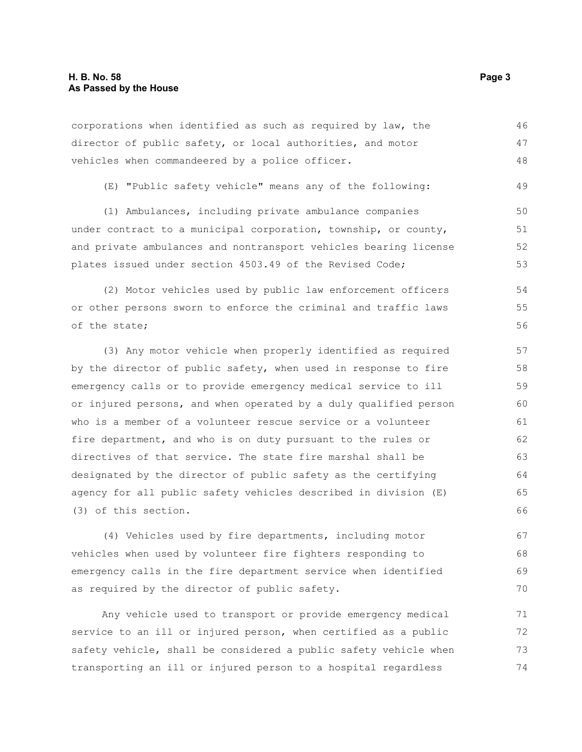corporations when identified as such as required by law, the director of public safety, or local authorities, and motor vehicles when commandeered by a police officer.

(E) "Public safety vehicle" means any of the following:

(1) Ambulances, including private ambulance companies under contract to a municipal corporation, township, or county, and private ambulances and nontransport vehicles bearing license plates issued under section 4503.49 of the Revised Code;

(2) Motor vehicles used by public law enforcement officers or other persons sworn to enforce the criminal and traffic laws of the state;

(3) Any motor vehicle when properly identified as required by the director of public safety, when used in response to fire emergency calls or to provide emergency medical service to ill or injured persons, and when operated by a duly qualified person who is a member of a volunteer rescue service or a volunteer fire department, and who is on duty pursuant to the rules or directives of that service. The state fire marshal shall be designated by the director of public safety as the certifying agency for all public safety vehicles described in division (E)(3) of this section.

(4) Vehicles used by fire departments, including motor vehicles when used by volunteer fire fighters responding to emergency calls in the fire department service when identified as required by the director of public safety.

Any vehicle used to transport or provide emergency medical service to an ill or injured person, when certified as a public safety vehicle, shall be considered a public safety vehicle when transporting an ill or injured person to a hospital regardless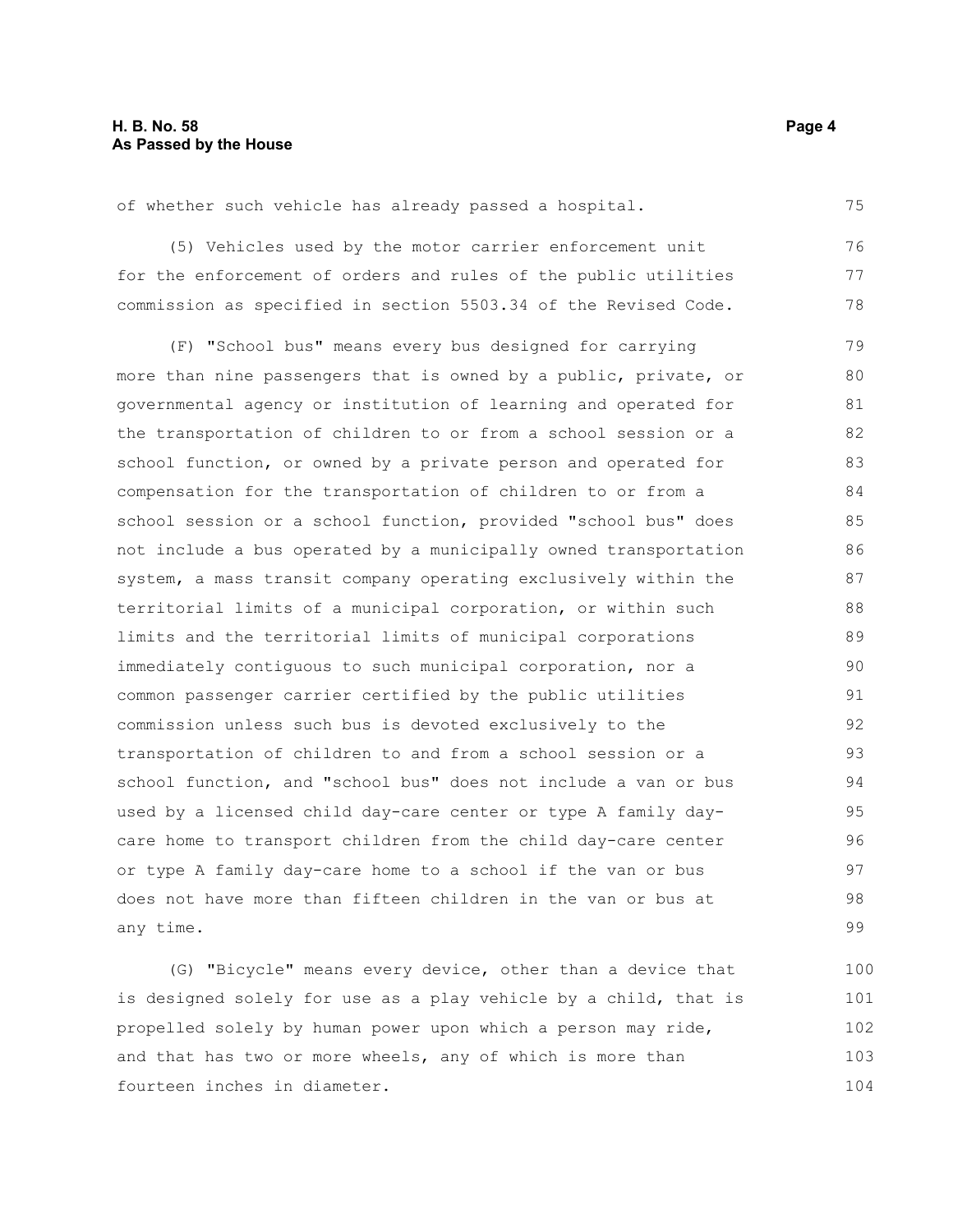of whether such vehicle has already passed a hospital.

(5) Vehicles used by the motor carrier enforcement unit for the enforcement of orders and rules of the public utilities commission as specified in section 5503.34 of the Revised Code.

(F) "School bus" means every bus designed for carrying more than nine passengers that is owned by a public, private, or governmental agency or institution of learning and operated for the transportation of children to or from a school session or a school function, or owned by a private person and operated for compensation for the transportation of children to or from a school session or a school function, provided "school bus" does not include a bus operated by a municipally owned transportation system, a mass transit company operating exclusively within the territorial limits of a municipal corporation, or within such limits and the territorial limits of municipal corporations immediately contiguous to such municipal corporation, nor a common passenger carrier certified by the public utilities commission unless such bus is devoted exclusively to the transportation of children to and from a school session or a school function, and "school bus" does not include a van or bus used by a licensed child day-care center or type A family day-care home to transport children from the child day-care center or type A family day-care home to a school if the van or bus does not have more than fifteen children in the van or bus at any time.

(G) "Bicycle" means every device, other than a device that is designed solely for use as a play vehicle by a child, that is propelled solely by human power upon which a person may ride, and that has two or more wheels, any of which is more than fourteen inches in diameter.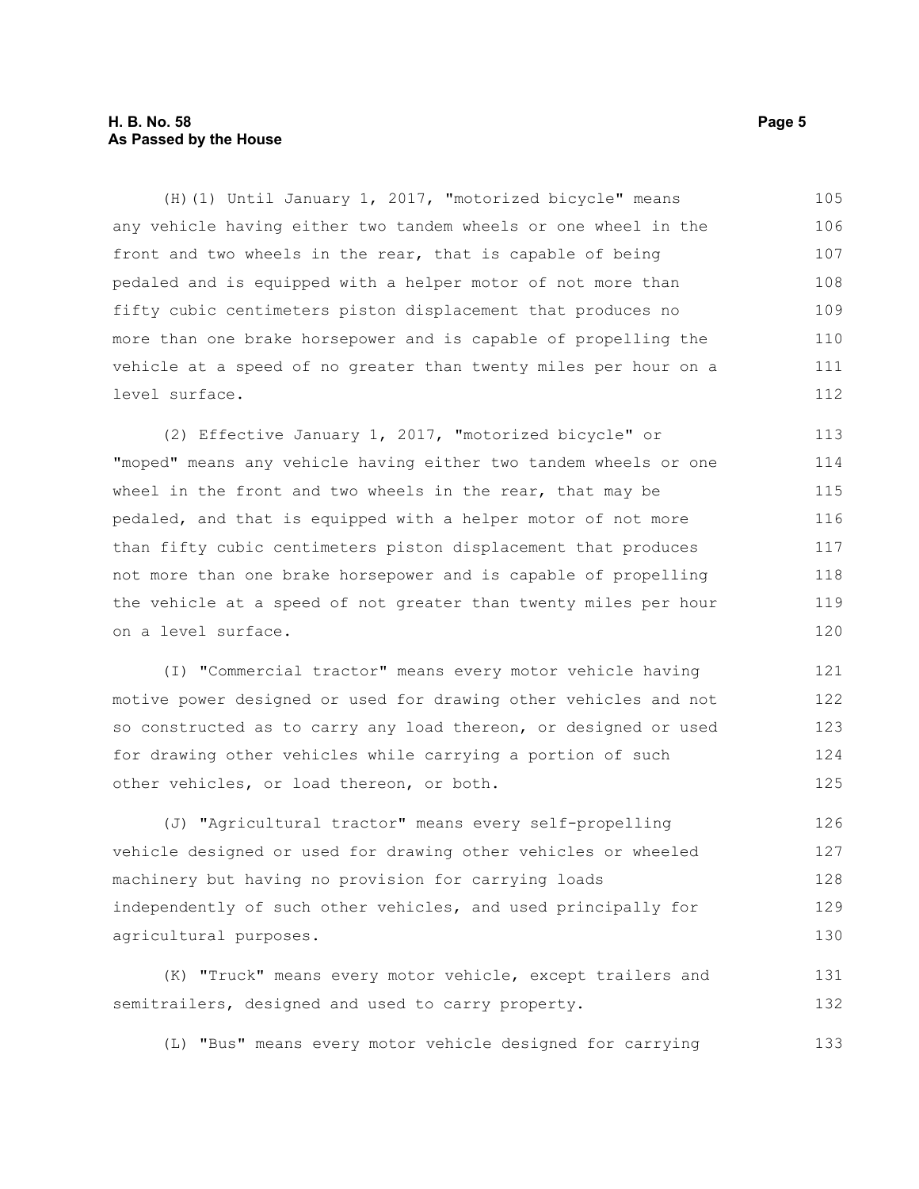(H)(1) Until January 1, 2017, "motorized bicycle" means any vehicle having either two tandem wheels or one wheel in the front and two wheels in the rear, that is capable of being pedaled and is equipped with a helper motor of not more than fifty cubic centimeters piston displacement that produces no more than one brake horsepower and is capable of propelling the vehicle at a speed of no greater than twenty miles per hour on a level surface.

(2) Effective January 1, 2017, "motorized bicycle" or "moped" means any vehicle having either two tandem wheels or one wheel in the front and two wheels in the rear, that may be pedaled, and that is equipped with a helper motor of not more than fifty cubic centimeters piston displacement that produces not more than one brake horsepower and is capable of propelling the vehicle at a speed of not greater than twenty miles per hour on a level surface.

(I) "Commercial tractor" means every motor vehicle having motive power designed or used for drawing other vehicles and not so constructed as to carry any load thereon, or designed or used for drawing other vehicles while carrying a portion of such other vehicles, or load thereon, or both.

(J) "Agricultural tractor" means every self-propelling vehicle designed or used for drawing other vehicles or wheeled machinery but having no provision for carrying loads independently of such other vehicles, and used principally for agricultural purposes.

(K) "Truck" means every motor vehicle, except trailers and semitrailers, designed and used to carry property.

(L) "Bus" means every motor vehicle designed for carrying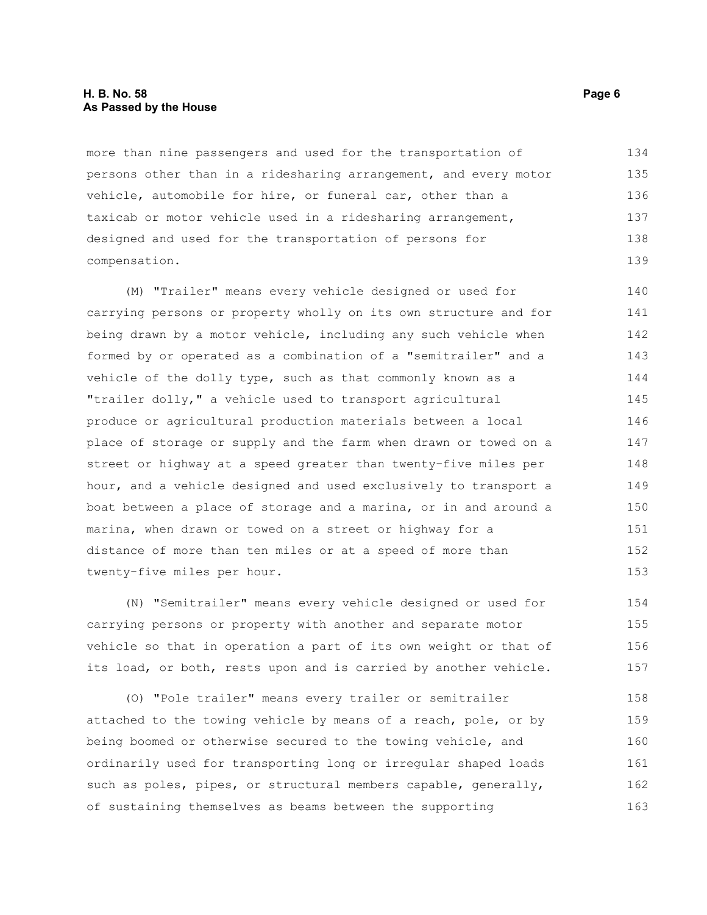more than nine passengers and used for the transportation of persons other than in a ridesharing arrangement, and every motor vehicle, automobile for hire, or funeral car, other than a taxicab or motor vehicle used in a ridesharing arrangement, designed and used for the transportation of persons for compensation.

(M) "Trailer" means every vehicle designed or used for carrying persons or property wholly on its own structure and for being drawn by a motor vehicle, including any such vehicle when formed by or operated as a combination of a "semitrailer" and a vehicle of the dolly type, such as that commonly known as a "trailer dolly," a vehicle used to transport agricultural produce or agricultural production materials between a local place of storage or supply and the farm when drawn or towed on a street or highway at a speed greater than twenty-five miles per hour, and a vehicle designed and used exclusively to transport a boat between a place of storage and a marina, or in and around a marina, when drawn or towed on a street or highway for a distance of more than ten miles or at a speed of more than twenty-five miles per hour.

(N) "Semitrailer" means every vehicle designed or used for carrying persons or property with another and separate motor vehicle so that in operation a part of its own weight or that of its load, or both, rests upon and is carried by another vehicle.

(O) "Pole trailer" means every trailer or semitrailer attached to the towing vehicle by means of a reach, pole, or by being boomed or otherwise secured to the towing vehicle, and ordinarily used for transporting long or irregular shaped loads such as poles, pipes, or structural members capable, generally, of sustaining themselves as beams between the supporting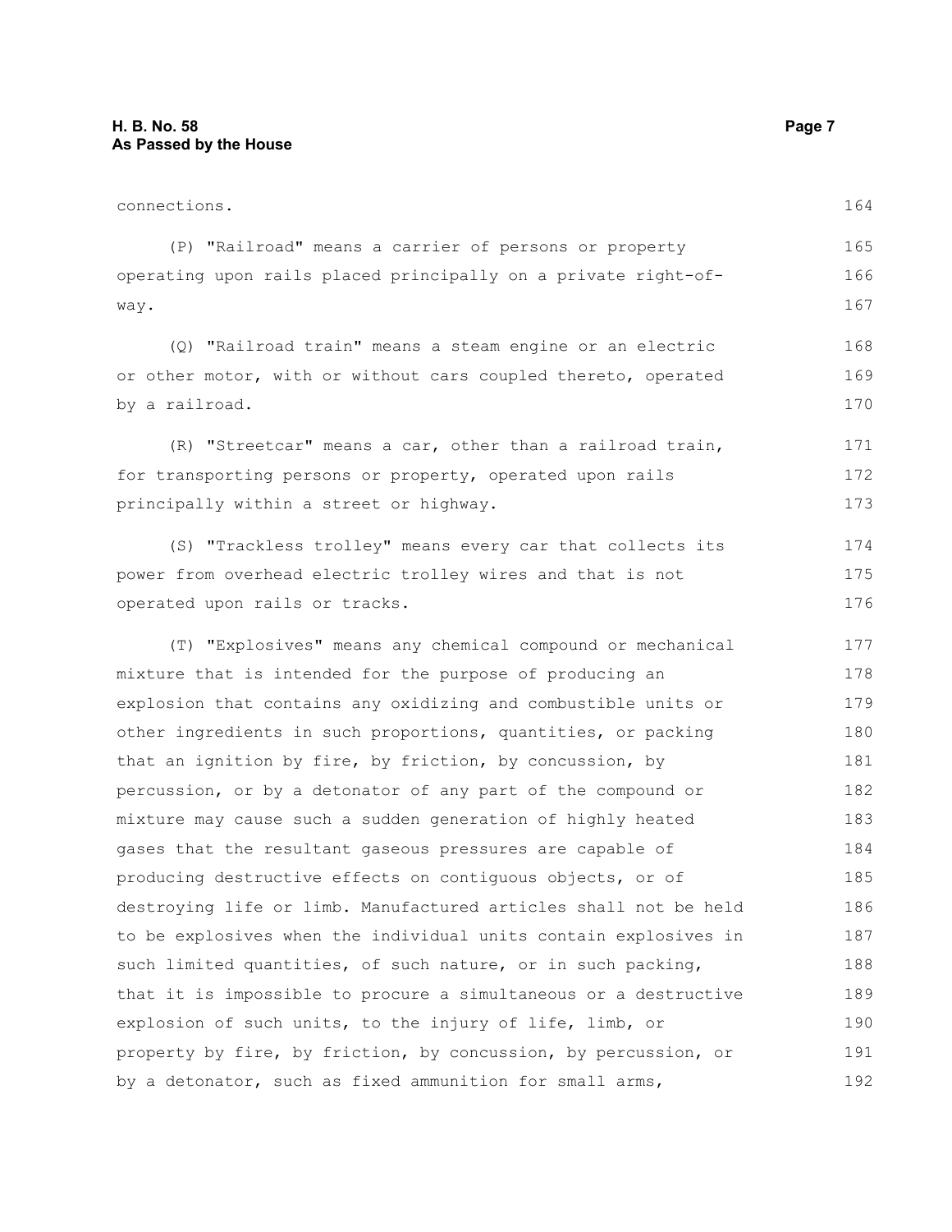connections.

(P) "Railroad" means a carrier of persons or property operating upon rails placed principally on a private right-of-way.

(Q) "Railroad train" means a steam engine or an electric or other motor, with or without cars coupled thereto, operated by a railroad.

(R) "Streetcar" means a car, other than a railroad train, for transporting persons or property, operated upon rails principally within a street or highway.

(S) "Trackless trolley" means every car that collects its power from overhead electric trolley wires and that is not operated upon rails or tracks.

(T) "Explosives" means any chemical compound or mechanical mixture that is intended for the purpose of producing an explosion that contains any oxidizing and combustible units or other ingredients in such proportions, quantities, or packing that an ignition by fire, by friction, by concussion, by percussion, or by a detonator of any part of the compound or mixture may cause such a sudden generation of highly heated gases that the resultant gaseous pressures are capable of producing destructive effects on contiguous objects, or of destroying life or limb. Manufactured articles shall not be held to be explosives when the individual units contain explosives in such limited quantities, of such nature, or in such packing, that it is impossible to procure a simultaneous or a destructive explosion of such units, to the injury of life, limb, or property by fire, by friction, by concussion, by percussion, or by a detonator, such as fixed ammunition for small arms,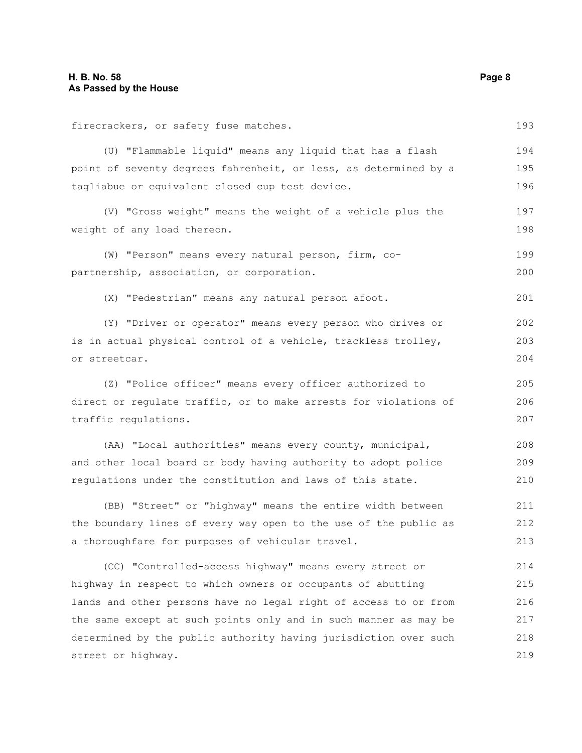firecrackers, or safety fuse matches.

(U) "Flammable liquid" means any liquid that has a flash point of seventy degrees fahrenheit, or less, as determined by a tagliabue or equivalent closed cup test device.

(V) "Gross weight" means the weight of a vehicle plus the weight of any load thereon.

(W) "Person" means every natural person, firm, co-partnership, association, or corporation.

(X) "Pedestrian" means any natural person afoot.

(Y) "Driver or operator" means every person who drives or is in actual physical control of a vehicle, trackless trolley, or streetcar.

(Z) "Police officer" means every officer authorized to direct or regulate traffic, or to make arrests for violations of traffic regulations.

(AA) "Local authorities" means every county, municipal, and other local board or body having authority to adopt police regulations under the constitution and laws of this state.

(BB) "Street" or "highway" means the entire width between the boundary lines of every way open to the use of the public as a thoroughfare for purposes of vehicular travel.

(CC) "Controlled-access highway" means every street or highway in respect to which owners or occupants of abutting lands and other persons have no legal right of access to or from the same except at such points only and in such manner as may be determined by the public authority having jurisdiction over such street or highway.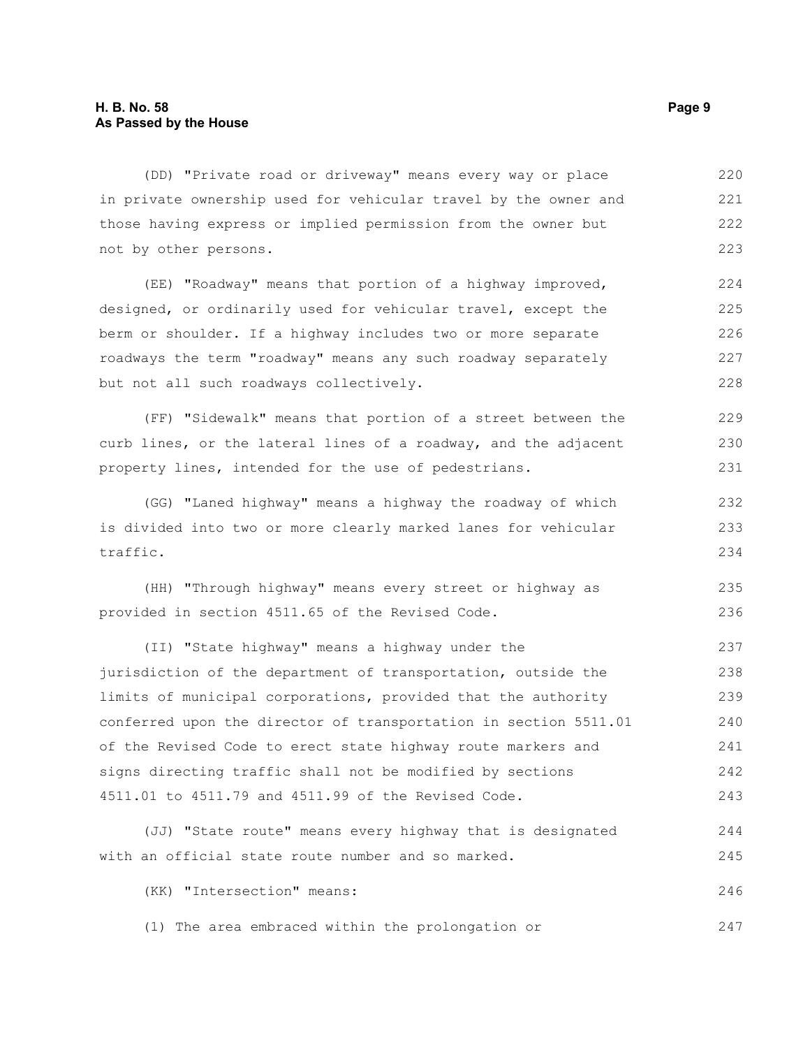(DD) "Private road or driveway" means every way or place in private ownership used for vehicular travel by the owner and those having express or implied permission from the owner but not by other persons.

(EE) "Roadway" means that portion of a highway improved, designed, or ordinarily used for vehicular travel, except the berm or shoulder. If a highway includes two or more separate roadways the term "roadway" means any such roadway separately but not all such roadways collectively.

(FF) "Sidewalk" means that portion of a street between the curb lines, or the lateral lines of a roadway, and the adjacent property lines, intended for the use of pedestrians.

(GG) "Laned highway" means a highway the roadway of which is divided into two or more clearly marked lanes for vehicular traffic.

(HH) "Through highway" means every street or highway as provided in section 4511.65 of the Revised Code.

(II) "State highway" means a highway under the jurisdiction of the department of transportation, outside the limits of municipal corporations, provided that the authority conferred upon the director of transportation in section 5511.01 of the Revised Code to erect state highway route markers and signs directing traffic shall not be modified by sections 4511.01 to 4511.79 and 4511.99 of the Revised Code.

(JJ) "State route" means every highway that is designated with an official state route number and so marked.

(KK) "Intersection" means:

(1) The area embraced within the prolongation or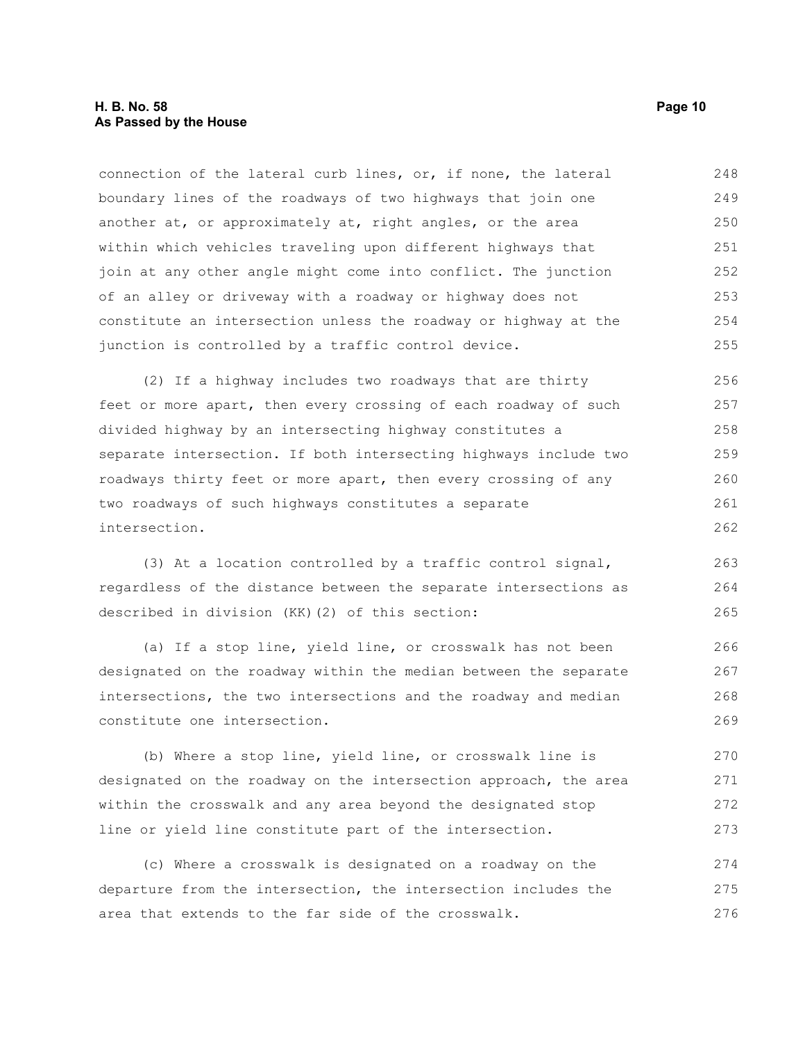connection of the lateral curb lines, or, if none, the lateral boundary lines of the roadways of two highways that join one another at, or approximately at, right angles, or the area within which vehicles traveling upon different highways that join at any other angle might come into conflict. The junction of an alley or driveway with a roadway or highway does not constitute an intersection unless the roadway or highway at the junction is controlled by a traffic control device.

(2) If a highway includes two roadways that are thirty feet or more apart, then every crossing of each roadway of such divided highway by an intersecting highway constitutes a separate intersection. If both intersecting highways include two roadways thirty feet or more apart, then every crossing of any two roadways of such highways constitutes a separate intersection.

(3) At a location controlled by a traffic control signal, regardless of the distance between the separate intersections as described in division (KK)(2) of this section:

(a) If a stop line, yield line, or crosswalk has not been designated on the roadway within the median between the separate intersections, the two intersections and the roadway and median constitute one intersection.

(b) Where a stop line, yield line, or crosswalk line is designated on the roadway on the intersection approach, the area within the crosswalk and any area beyond the designated stop line or yield line constitute part of the intersection.

(c) Where a crosswalk is designated on a roadway on the departure from the intersection, the intersection includes the area that extends to the far side of the crosswalk.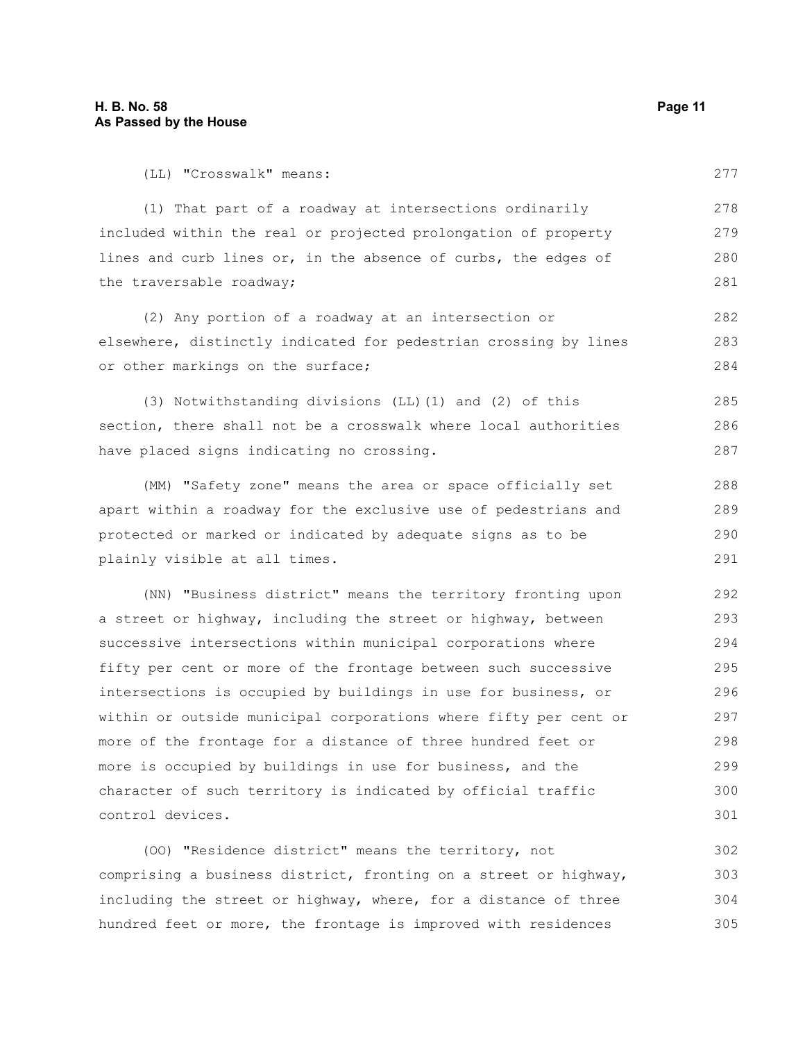(LL) "Crosswalk" means:

(1) That part of a roadway at intersections ordinarily included within the real or projected prolongation of property lines and curb lines or, in the absence of curbs, the edges of the traversable roadway;

(2) Any portion of a roadway at an intersection or elsewhere, distinctly indicated for pedestrian crossing by lines or other markings on the surface;

(3) Notwithstanding divisions (LL)(1) and (2) of this section, there shall not be a crosswalk where local authorities have placed signs indicating no crossing.

(MM) "Safety zone" means the area or space officially set apart within a roadway for the exclusive use of pedestrians and protected or marked or indicated by adequate signs as to be plainly visible at all times.

(NN) "Business district" means the territory fronting upon a street or highway, including the street or highway, between successive intersections within municipal corporations where fifty per cent or more of the frontage between such successive intersections is occupied by buildings in use for business, or within or outside municipal corporations where fifty per cent or more of the frontage for a distance of three hundred feet or more is occupied by buildings in use for business, and the character of such territory is indicated by official traffic control devices.

(OO) "Residence district" means the territory, not comprising a business district, fronting on a street or highway, including the street or highway, where, for a distance of three hundred feet or more, the frontage is improved with residences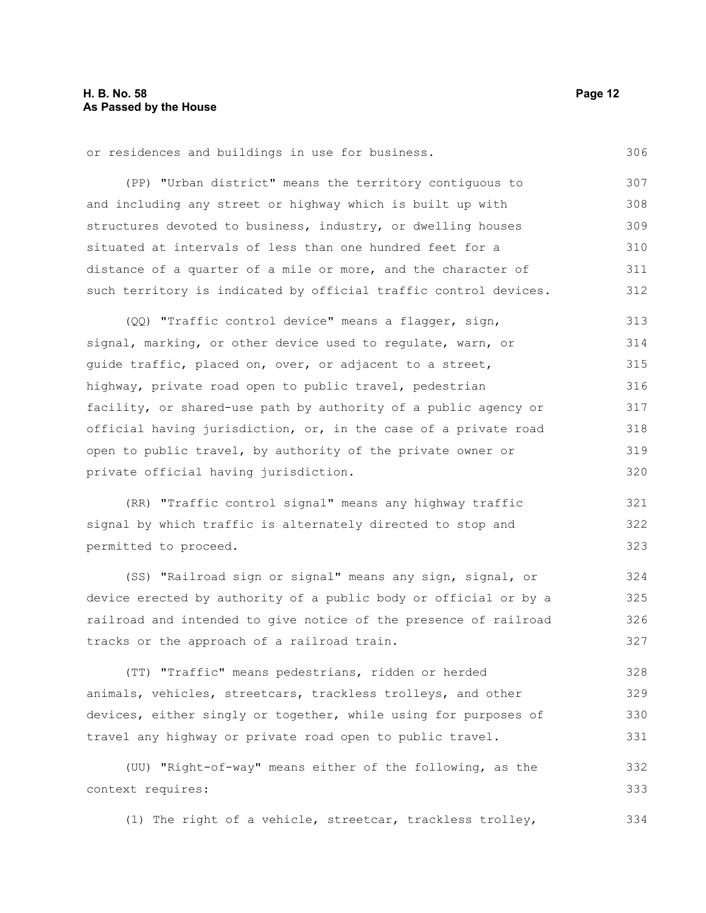or residences and buildings in use for business.

(PP) "Urban district" means the territory contiguous to and including any street or highway which is built up with structures devoted to business, industry, or dwelling houses situated at intervals of less than one hundred feet for a distance of a quarter of a mile or more, and the character of such territory is indicated by official traffic control devices.

(QQ) "Traffic control device" means a flagger, sign, signal, marking, or other device used to regulate, warn, or guide traffic, placed on, over, or adjacent to a street, highway, private road open to public travel, pedestrian facility, or shared-use path by authority of a public agency or official having jurisdiction, or, in the case of a private road open to public travel, by authority of the private owner or private official having jurisdiction.

(RR) "Traffic control signal" means any highway traffic signal by which traffic is alternately directed to stop and permitted to proceed.

(SS) "Railroad sign or signal" means any sign, signal, or device erected by authority of a public body or official or by a railroad and intended to give notice of the presence of railroad tracks or the approach of a railroad train.

(TT) "Traffic" means pedestrians, ridden or herded animals, vehicles, streetcars, trackless trolleys, and other devices, either singly or together, while using for purposes of travel any highway or private road open to public travel.

(UU) "Right-of-way" means either of the following, as the context requires:

(1) The right of a vehicle, streetcar, trackless trolley,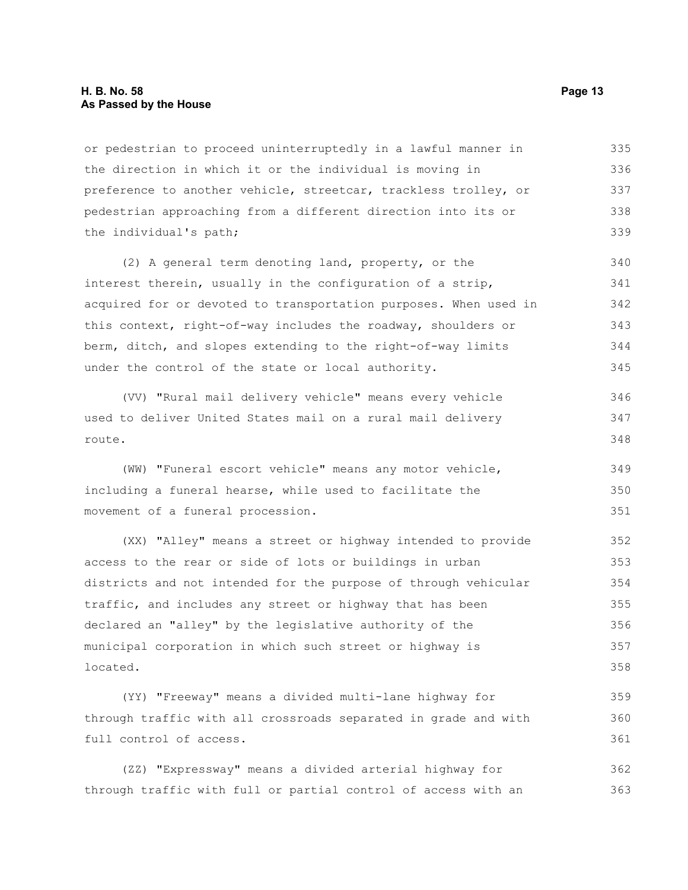or pedestrian to proceed uninterruptedly in a lawful manner in the direction in which it or the individual is moving in preference to another vehicle, streetcar, trackless trolley, or pedestrian approaching from a different direction into its or the individual's path;

(2) A general term denoting land, property, or the interest therein, usually in the configuration of a strip, acquired for or devoted to transportation purposes. When used in this context, right-of-way includes the roadway, shoulders or berm, ditch, and slopes extending to the right-of-way limits under the control of the state or local authority.

(VV) "Rural mail delivery vehicle" means every vehicle used to deliver United States mail on a rural mail delivery route.

(WW) "Funeral escort vehicle" means any motor vehicle, including a funeral hearse, while used to facilitate the movement of a funeral procession.

(XX) "Alley" means a street or highway intended to provide access to the rear or side of lots or buildings in urban districts and not intended for the purpose of through vehicular traffic, and includes any street or highway that has been declared an "alley" by the legislative authority of the municipal corporation in which such street or highway is located.

(YY) "Freeway" means a divided multi-lane highway for through traffic with all crossroads separated in grade and with full control of access.

(ZZ) "Expressway" means a divided arterial highway for through traffic with full or partial control of access with an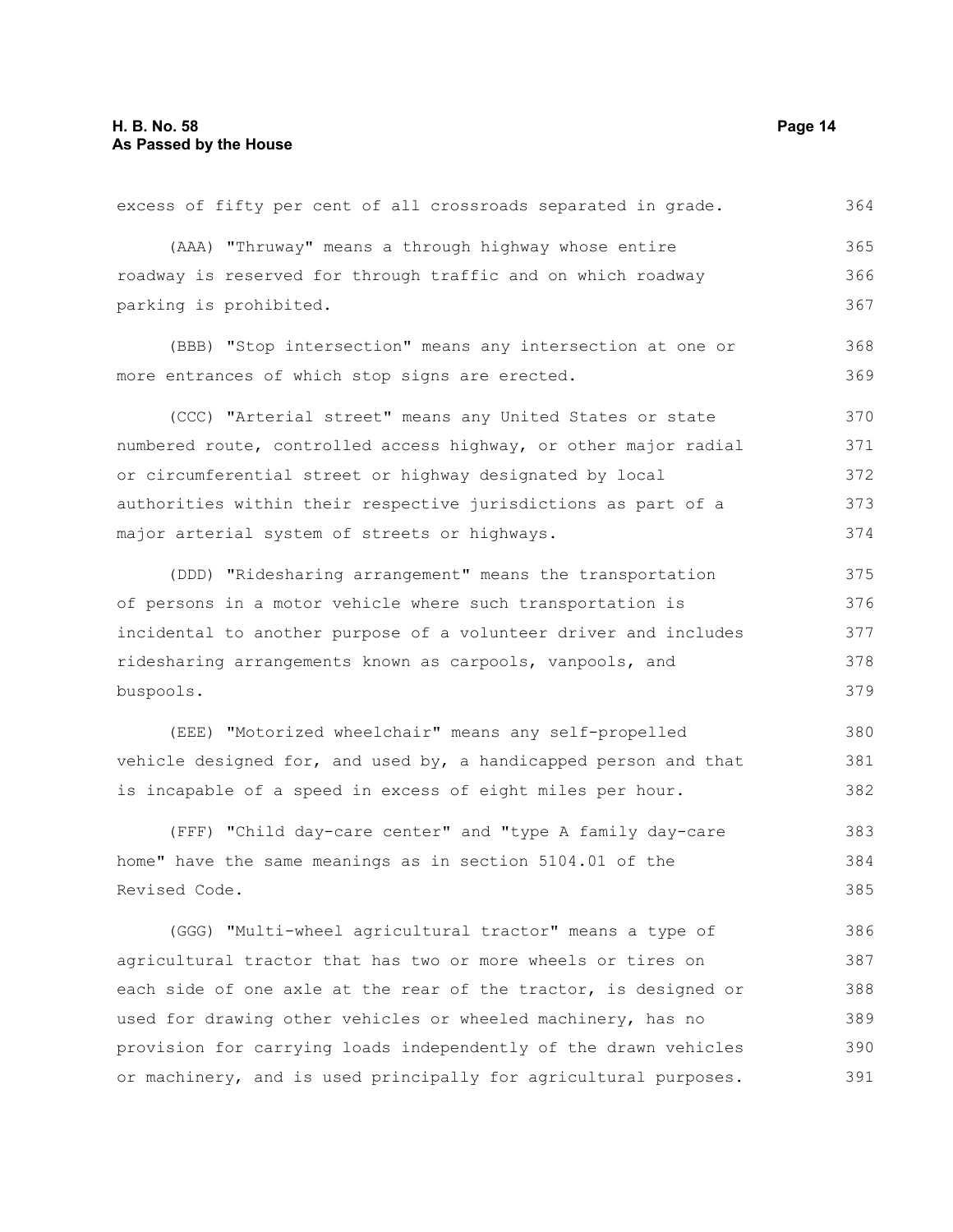excess of fifty per cent of all crossroads separated in grade.

(AAA) "Thruway" means a through highway whose entire roadway is reserved for through traffic and on which roadway parking is prohibited.

(BBB) "Stop intersection" means any intersection at one or more entrances of which stop signs are erected.

(CCC) "Arterial street" means any United States or state numbered route, controlled access highway, or other major radial or circumferential street or highway designated by local authorities within their respective jurisdictions as part of a major arterial system of streets or highways.

(DDD) "Ridesharing arrangement" means the transportation of persons in a motor vehicle where such transportation is incidental to another purpose of a volunteer driver and includes ridesharing arrangements known as carpools, vanpools, and buspools.

(EEE) "Motorized wheelchair" means any self-propelled vehicle designed for, and used by, a handicapped person and that is incapable of a speed in excess of eight miles per hour.

(FFF) "Child day-care center" and "type A family day-care home" have the same meanings as in section 5104.01 of the Revised Code.

(GGG) "Multi-wheel agricultural tractor" means a type of agricultural tractor that has two or more wheels or tires on each side of one axle at the rear of the tractor, is designed or used for drawing other vehicles or wheeled machinery, has no provision for carrying loads independently of the drawn vehicles or machinery, and is used principally for agricultural purposes.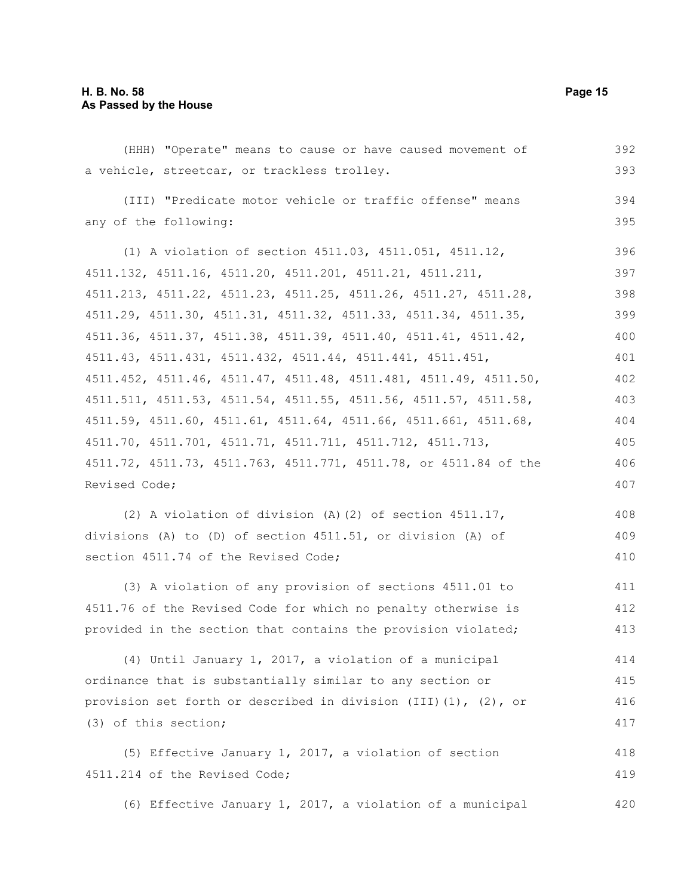(HHH) "Operate" means to cause or have caused movement of a vehicle, streetcar, or trackless trolley.

(III) "Predicate motor vehicle or traffic offense" means any of the following:

(1) A violation of section 4511.03, 4511.051, 4511.12, 4511.132, 4511.16, 4511.20, 4511.201, 4511.21, 4511.211, 4511.213, 4511.22, 4511.23, 4511.25, 4511.26, 4511.27, 4511.28, 4511.29, 4511.30, 4511.31, 4511.32, 4511.33, 4511.34, 4511.35, 4511.36, 4511.37, 4511.38, 4511.39, 4511.40, 4511.41, 4511.42, 4511.43, 4511.431, 4511.432, 4511.44, 4511.441, 4511.451, 4511.452, 4511.46, 4511.47, 4511.48, 4511.481, 4511.49, 4511.50, 4511.511, 4511.53, 4511.54, 4511.55, 4511.56, 4511.57, 4511.58, 4511.59, 4511.60, 4511.61, 4511.64, 4511.66, 4511.661, 4511.68, 4511.70, 4511.701, 4511.71, 4511.711, 4511.712, 4511.713, 4511.72, 4511.73, 4511.763, 4511.771, 4511.78, or 4511.84 of the Revised Code;

(2) A violation of division (A)(2) of section 4511.17, divisions (A) to (D) of section 4511.51, or division (A) of section 4511.74 of the Revised Code;

(3) A violation of any provision of sections 4511.01 to 4511.76 of the Revised Code for which no penalty otherwise is provided in the section that contains the provision violated;

(4) Until January 1, 2017, a violation of a municipal ordinance that is substantially similar to any section or provision set forth or described in division (III)(1), (2), or (3) of this section;

(5) Effective January 1, 2017, a violation of section 4511.214 of the Revised Code;

(6) Effective January 1, 2017, a violation of a municipal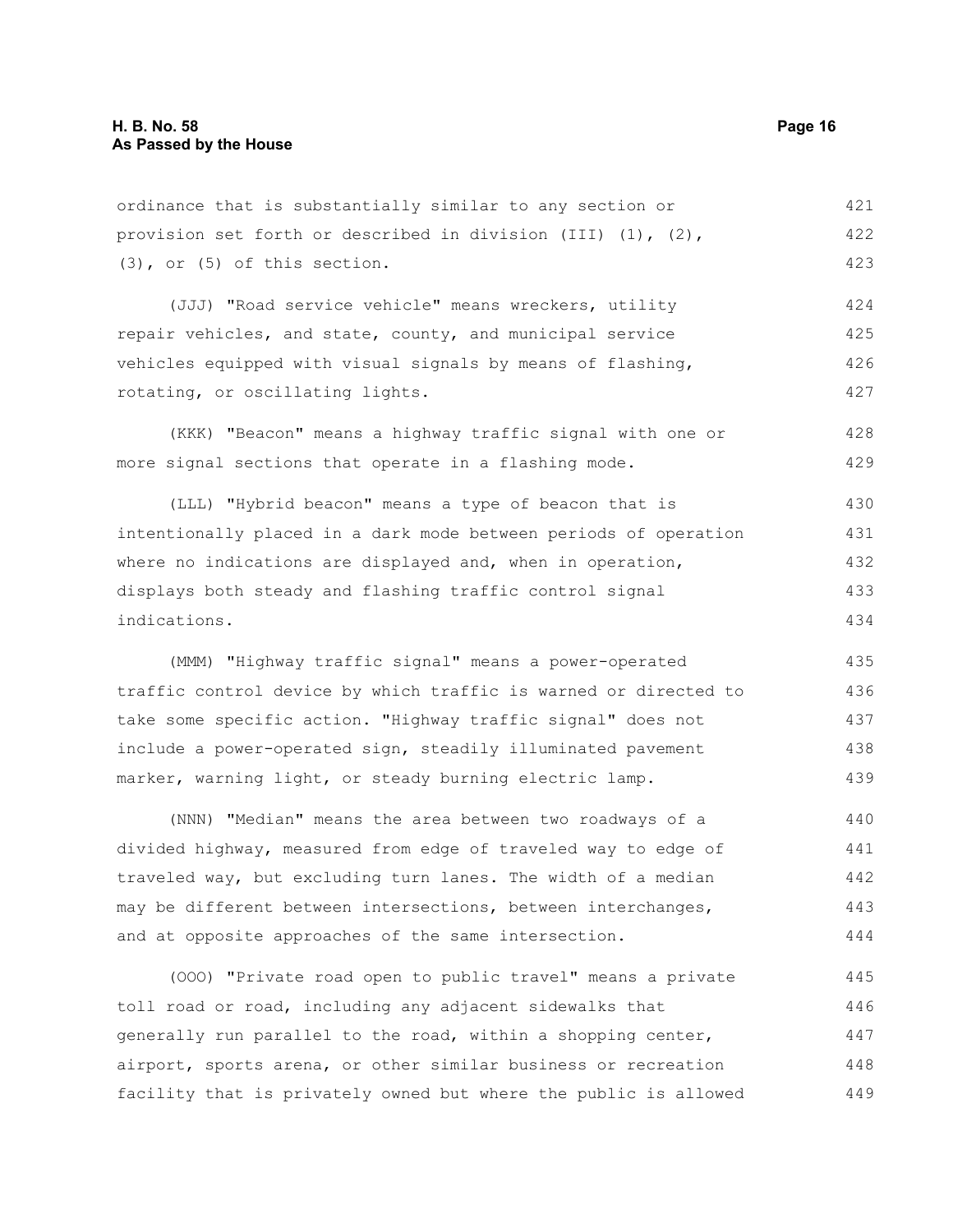ordinance that is substantially similar to any section or provision set forth or described in division (III) (1), (2), (3), or (5) of this section.

(JJJ) "Road service vehicle" means wreckers, utility repair vehicles, and state, county, and municipal service vehicles equipped with visual signals by means of flashing, rotating, or oscillating lights.

(KKK) "Beacon" means a highway traffic signal with one or more signal sections that operate in a flashing mode.

(LLL) "Hybrid beacon" means a type of beacon that is intentionally placed in a dark mode between periods of operation where no indications are displayed and, when in operation, displays both steady and flashing traffic control signal indications.

(MMM) "Highway traffic signal" means a power-operated traffic control device by which traffic is warned or directed to take some specific action. "Highway traffic signal" does not include a power-operated sign, steadily illuminated pavement marker, warning light, or steady burning electric lamp.

(NNN) "Median" means the area between two roadways of a divided highway, measured from edge of traveled way to edge of traveled way, but excluding turn lanes. The width of a median may be different between intersections, between interchanges, and at opposite approaches of the same intersection.

(OOO) "Private road open to public travel" means a private toll road or road, including any adjacent sidewalks that generally run parallel to the road, within a shopping center, airport, sports arena, or other similar business or recreation facility that is privately owned but where the public is allowed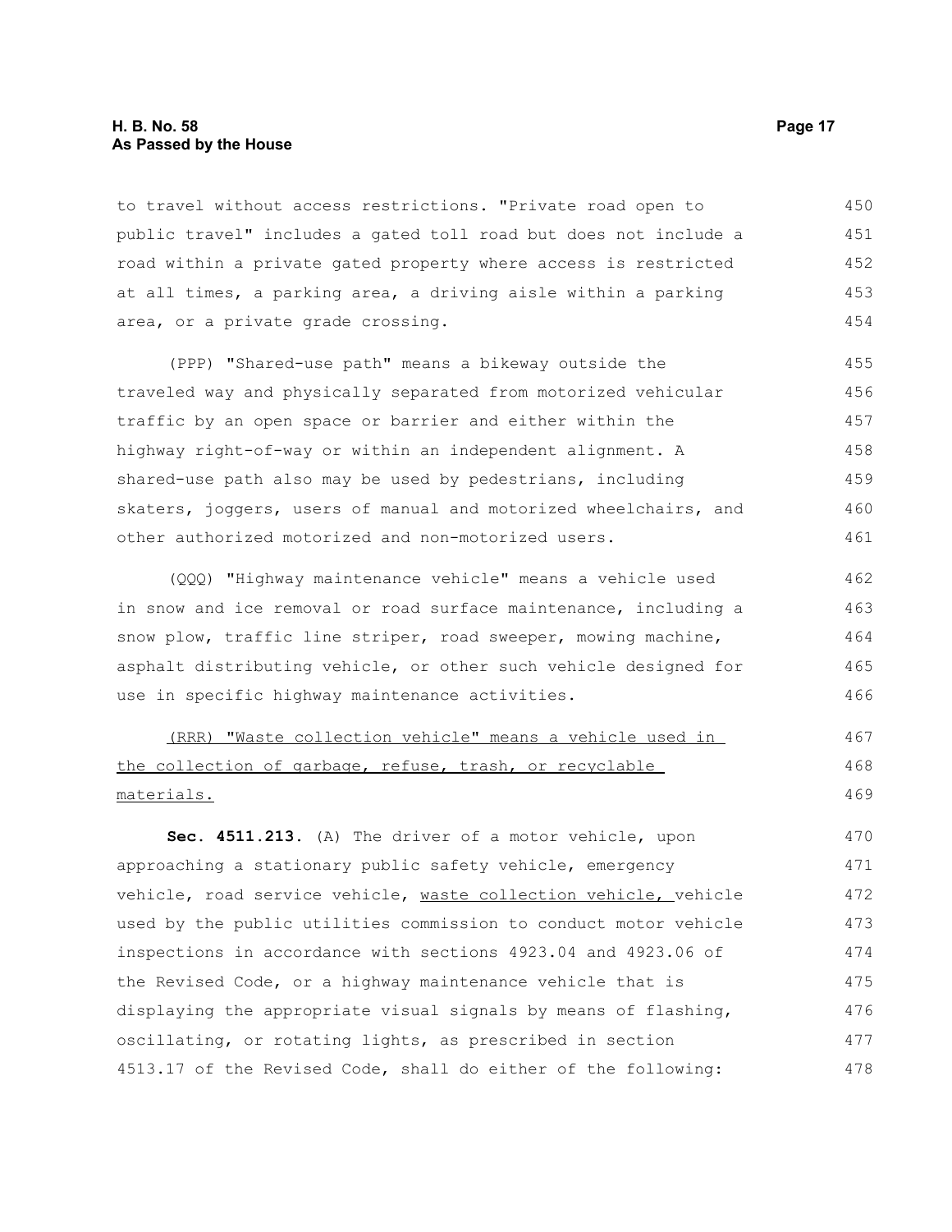to travel without access restrictions. "Private road open to public travel" includes a gated toll road but does not include a road within a private gated property where access is restricted at all times, a parking area, a driving aisle within a parking area, or a private grade crossing.

(PPP) "Shared-use path" means a bikeway outside the traveled way and physically separated from motorized vehicular traffic by an open space or barrier and either within the highway right-of-way or within an independent alignment. A shared-use path also may be used by pedestrians, including skaters, joggers, users of manual and motorized wheelchairs, and other authorized motorized and non-motorized users.

(QQQ) "Highway maintenance vehicle" means a vehicle used in snow and ice removal or road surface maintenance, including a snow plow, traffic line striper, road sweeper, mowing machine, asphalt distributing vehicle, or other such vehicle designed for use in specific highway maintenance activities.

<u>(RRR) "Waste collection vehicle" means a vehicle used in the collection of garbage, refuse, trash, or recyclable materials.</u>

**Sec. 4511.213.** (A) The driver of a motor vehicle, upon approaching a stationary public safety vehicle, emergency vehicle, road service vehicle, <u>waste collection vehicle,</u> vehicle used by the public utilities commission to conduct motor vehicle inspections in accordance with sections 4923.04 and 4923.06 of the Revised Code, or a highway maintenance vehicle that is displaying the appropriate visual signals by means of flashing, oscillating, or rotating lights, as prescribed in section 4513.17 of the Revised Code, shall do either of the following: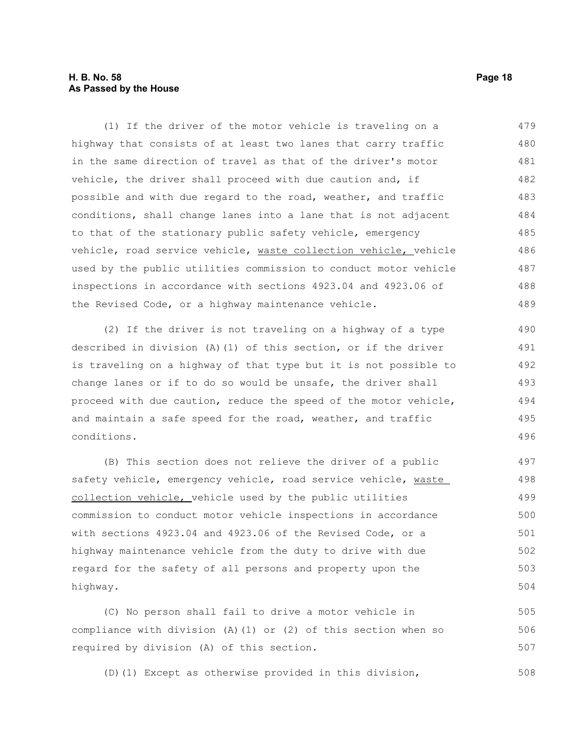(1) If the driver of the motor vehicle is traveling on a highway that consists of at least two lanes that carry traffic in the same direction of travel as that of the driver's motor vehicle, the driver shall proceed with due caution and, if possible and with due regard to the road, weather, and traffic conditions, shall change lanes into a lane that is not adjacent to that of the stationary public safety vehicle, emergency vehicle, road service vehicle, <u>waste collection vehicle,</u> vehicle used by the public utilities commission to conduct motor vehicle inspections in accordance with sections 4923.04 and 4923.06 of the Revised Code, or a highway maintenance vehicle.

(2) If the driver is not traveling on a highway of a type described in division (A)(1) of this section, or if the driver is traveling on a highway of that type but it is not possible to change lanes or if to do so would be unsafe, the driver shall proceed with due caution, reduce the speed of the motor vehicle, and maintain a safe speed for the road, weather, and traffic conditions.

(B) This section does not relieve the driver of a public safety vehicle, emergency vehicle, road service vehicle, <u>waste collection vehicle,</u> vehicle used by the public utilities commission to conduct motor vehicle inspections in accordance with sections 4923.04 and 4923.06 of the Revised Code, or a highway maintenance vehicle from the duty to drive with due regard for the safety of all persons and property upon the highway.

(C) No person shall fail to drive a motor vehicle in compliance with division (A)(1) or (2) of this section when so required by division (A) of this section.

(D)(1) Except as otherwise provided in this division,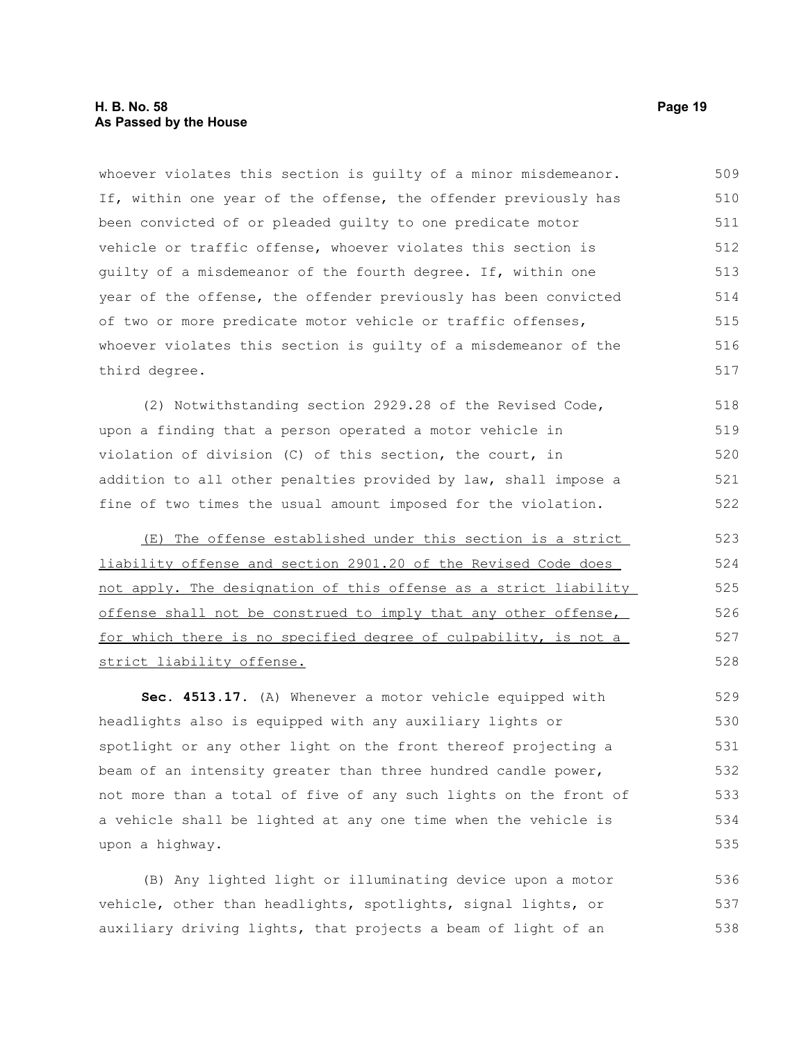whoever violates this section is guilty of a minor misdemeanor. If, within one year of the offense, the offender previously has been convicted of or pleaded guilty to one predicate motor vehicle or traffic offense, whoever violates this section is guilty of a misdemeanor of the fourth degree. If, within one year of the offense, the offender previously has been convicted of two or more predicate motor vehicle or traffic offenses, whoever violates this section is guilty of a misdemeanor of the third degree.

(2) Notwithstanding section 2929.28 of the Revised Code, upon a finding that a person operated a motor vehicle in violation of division (C) of this section, the court, in addition to all other penalties provided by law, shall impose a fine of two times the usual amount imposed for the violation.

<u>(E) The offense established under this section is a strict liability offense and section 2901.20 of the Revised Code does not apply. The designation of this offense as a strict liability offense shall not be construed to imply that any other offense, for which there is no specified degree of culpability, is not a strict liability offense.</u>

**Sec. 4513.17.** (A) Whenever a motor vehicle equipped with headlights also is equipped with any auxiliary lights or spotlight or any other light on the front thereof projecting a beam of an intensity greater than three hundred candle power, not more than a total of five of any such lights on the front of a vehicle shall be lighted at any one time when the vehicle is upon a highway.

(B) Any lighted light or illuminating device upon a motor vehicle, other than headlights, spotlights, signal lights, or auxiliary driving lights, that projects a beam of light of an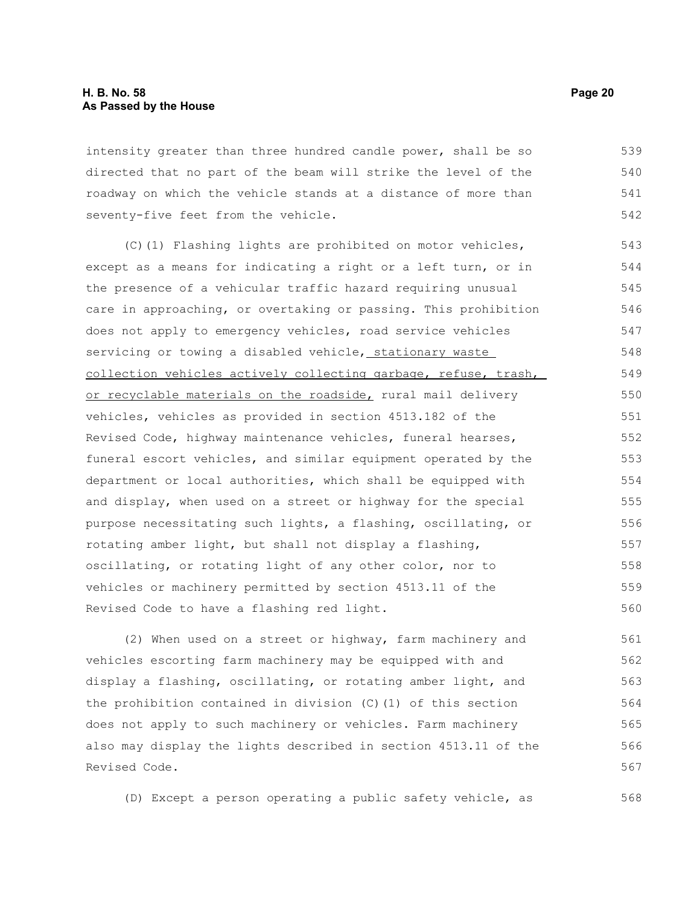intensity greater than three hundred candle power, shall be so directed that no part of the beam will strike the level of the roadway on which the vehicle stands at a distance of more than seventy-five feet from the vehicle.

(C)(1) Flashing lights are prohibited on motor vehicles, except as a means for indicating a right or a left turn, or in the presence of a vehicular traffic hazard requiring unusual care in approaching, or overtaking or passing. This prohibition does not apply to emergency vehicles, road service vehicles servicing or towing a disabled vehicle, <u>stationary waste collection vehicles actively collecting garbage, refuse, trash, or recyclable materials on the roadside,</u> rural mail delivery vehicles, vehicles as provided in section 4513.182 of the Revised Code, highway maintenance vehicles, funeral hearses, funeral escort vehicles, and similar equipment operated by the department or local authorities, which shall be equipped with and display, when used on a street or highway for the special purpose necessitating such lights, a flashing, oscillating, or rotating amber light, but shall not display a flashing, oscillating, or rotating light of any other color, nor to vehicles or machinery permitted by section 4513.11 of the Revised Code to have a flashing red light.

(2) When used on a street or highway, farm machinery and vehicles escorting farm machinery may be equipped with and display a flashing, oscillating, or rotating amber light, and the prohibition contained in division (C)(1) of this section does not apply to such machinery or vehicles. Farm machinery also may display the lights described in section 4513.11 of the Revised Code.

(D) Except a person operating a public safety vehicle, as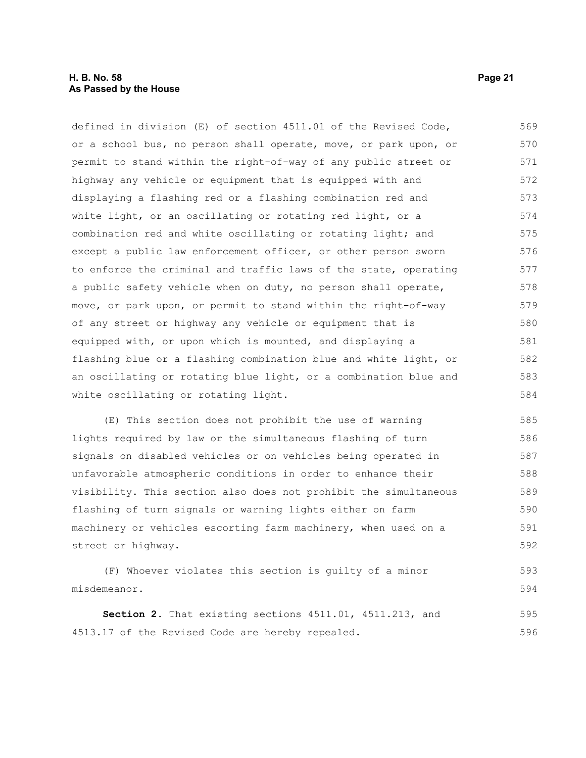defined in division (E) of section 4511.01 of the Revised Code, or a school bus, no person shall operate, move, or park upon, or permit to stand within the right-of-way of any public street or highway any vehicle or equipment that is equipped with and displaying a flashing red or a flashing combination red and white light, or an oscillating or rotating red light, or a combination red and white oscillating or rotating light; and except a public law enforcement officer, or other person sworn to enforce the criminal and traffic laws of the state, operating a public safety vehicle when on duty, no person shall operate, move, or park upon, or permit to stand within the right-of-way of any street or highway any vehicle or equipment that is equipped with, or upon which is mounted, and displaying a flashing blue or a flashing combination blue and white light, or an oscillating or rotating blue light, or a combination blue and white oscillating or rotating light.

(E) This section does not prohibit the use of warning lights required by law or the simultaneous flashing of turn signals on disabled vehicles or on vehicles being operated in unfavorable atmospheric conditions in order to enhance their visibility. This section also does not prohibit the simultaneous flashing of turn signals or warning lights either on farm machinery or vehicles escorting farm machinery, when used on a street or highway.

(F) Whoever violates this section is guilty of a minor misdemeanor.

**Section 2.** That existing sections 4511.01, 4511.213, and 4513.17 of the Revised Code are hereby repealed.